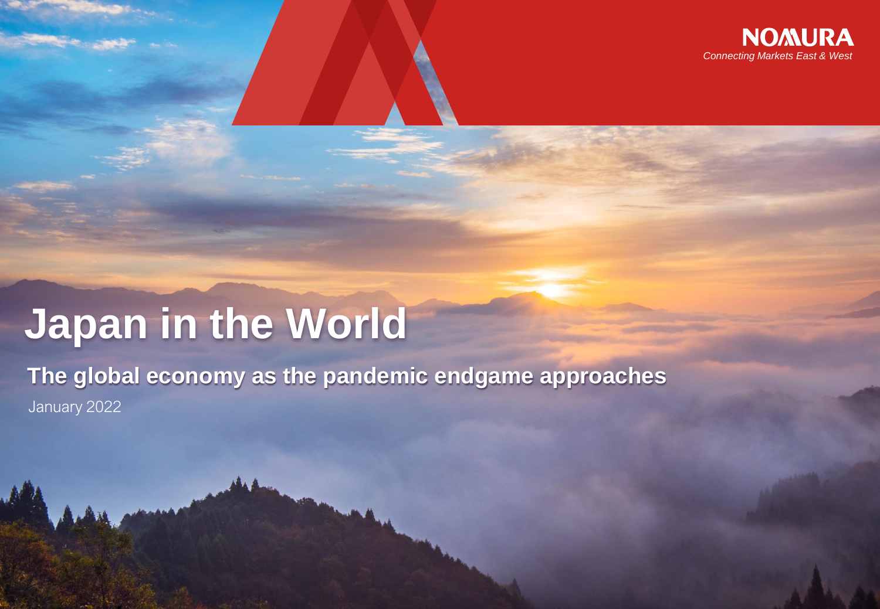NOMURA

*Connecting Markets East & West*

# Japan in the World

## The global economy as the pandemic endgame approaches

January 2022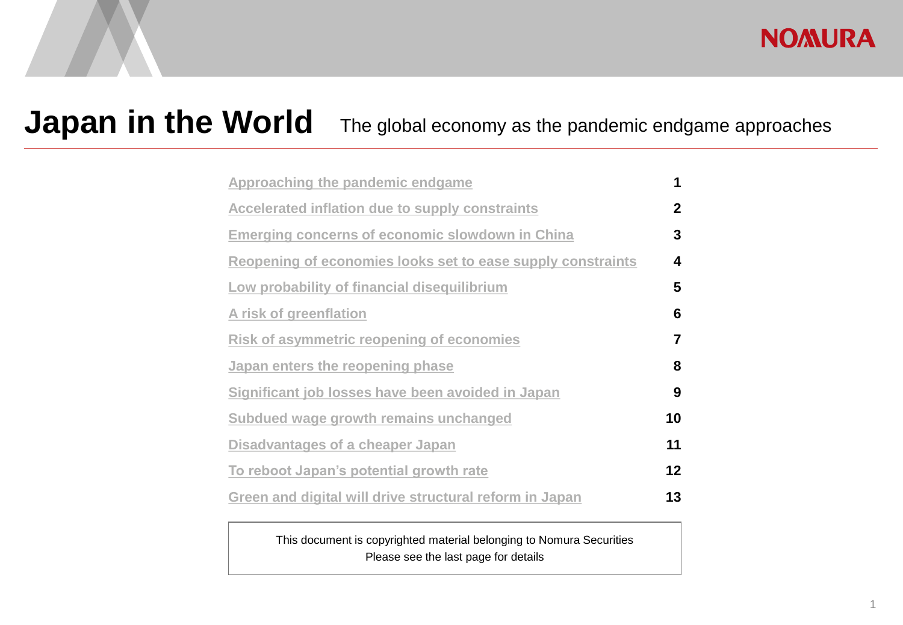# Japan in the World

The global economy as the pandemic endgame approaches

| | |
|---|---|
| Approaching the pandemic endgame | 1 |
| Accelerated inflation due to supply constraints | 2 |
| Emerging concerns of economic slowdown in China | 3 |
| Reopening of economies looks set to ease supply constraints | 4 |
| Low probability of financial disequilibrium | 5 |
| A risk of greenflation | 6 |
| Risk of asymmetric reopening of economies | 7 |
| Japan enters the reopening phase | 8 |
| Significant job losses have been avoided in Japan | 9 |
| Subdued wage growth remains unchanged | 10 |
| Disadvantages of a cheaper Japan | 11 |
| To reboot Japan's potential growth rate | 12 |
| Green and digital will drive structural reform in Japan | 13 |

This document is copyrighted material belonging to Nomura Securities
Please see the last page for details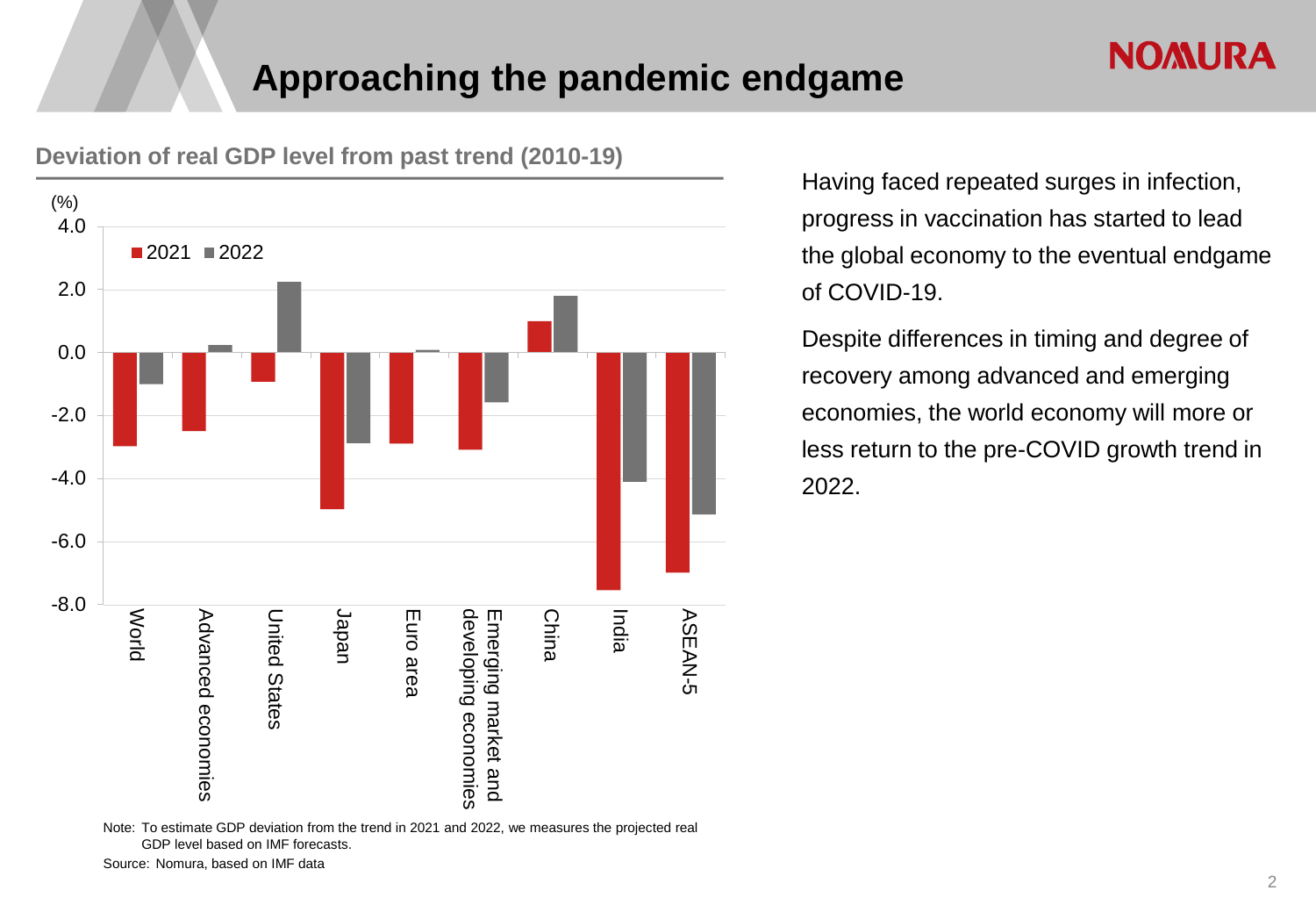# Approaching the pandemic endgame

**Deviation of real GDP level from past trend (2010-19)**

(%)

| | 2021 | 2022 |
|---|---|---|
| World | -3.0 | -1.0 |
| Advanced economies | -2.5 | 0.2 |
| United States | -0.9 | 2.2 |
| Japan | -5.0 | -2.9 |
| Euro area | -2.9 | 0.1 |
| Emerging market and developing economies | -3.1 | -1.6 |
| China | 1.0 | 1.8 |
| India | -7.5 | -4.1 |
| ASEAN-5 | -7.0 | -5.1 |

Note: To estimate GDP deviation from the trend in 2021 and 2022, we measures the projected real GDP level based on IMF forecasts.

Source: Nomura, based on IMF data

Having faced repeated surges in infection, progress in vaccination has started to lead the global economy to the eventual endgame of COVID-19.

Despite differences in timing and degree of recovery among advanced and emerging economies, the world economy will more or less return to the pre-COVID growth trend in 2022.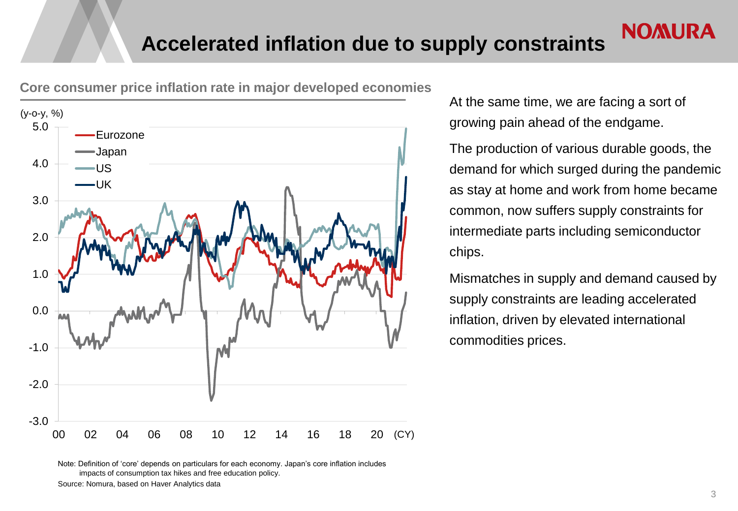# Accelerated inflation due to supply constraints

**Core consumer price inflation rate in major developed economies**

(y-o-y, %)

Note: Definition of 'core' depends on particulars for each economy. Japan's core inflation includes impacts of consumption tax hikes and free education policy.

Source: Nomura, based on Haver Analytics data

At the same time, we are facing a sort of growing pain ahead of the endgame.

The production of various durable goods, the demand for which surged during the pandemic as stay at home and work from home became common, now suffers supply constraints for intermediate parts including semiconductor chips.

Mismatches in supply and demand caused by supply constraints are leading accelerated inflation, driven by elevated international commodities prices.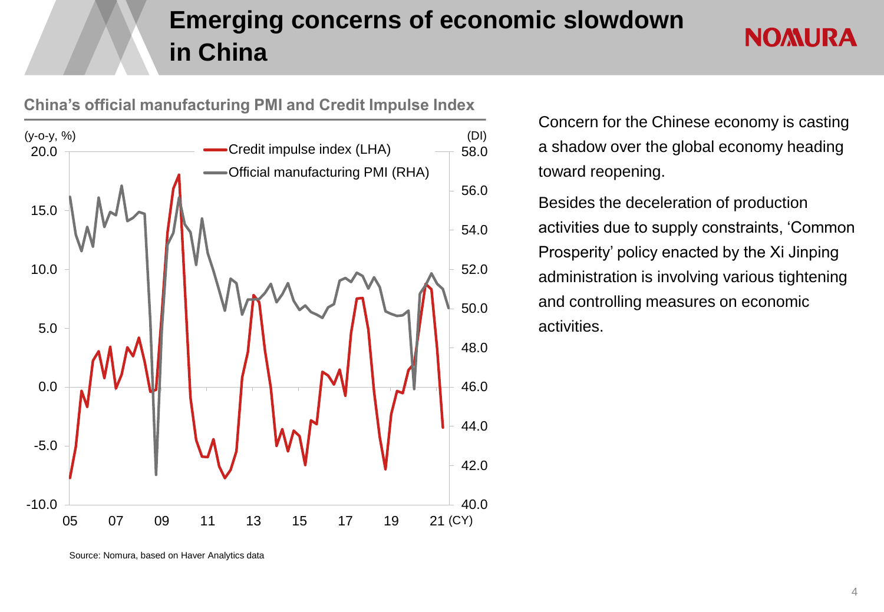# Emerging concerns of economic slowdown in China

**China's official manufacturing PMI and Credit Impulse Index**

Source: Nomura, based on Haver Analytics data

Concern for the Chinese economy is casting a shadow over the global economy heading toward reopening.

Besides the deceleration of production activities due to supply constraints, 'Common Prosperity' policy enacted by the Xi Jinping administration is involving various tightening and controlling measures on economic activities.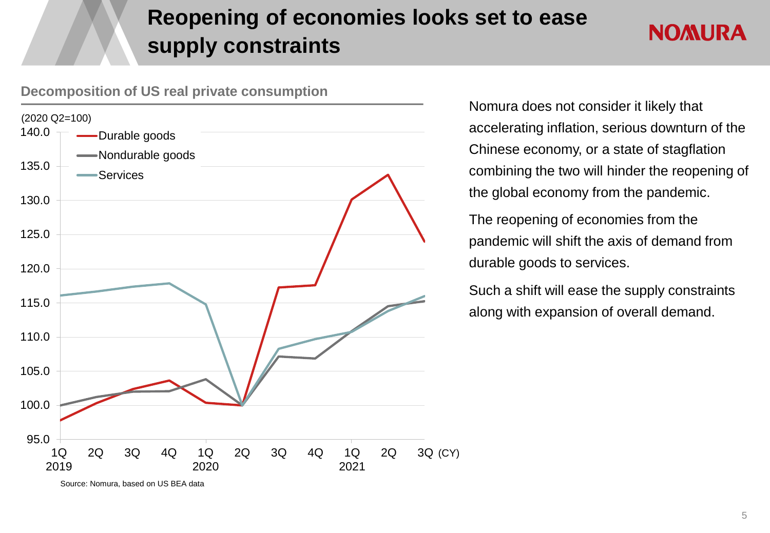# Reopening of economies looks set to ease supply constraints

**Decomposition of US real private consumption**

(2020 Q2=100)

Source: Nomura, based on US BEA data

Nomura does not consider it likely that accelerating inflation, serious downturn of the Chinese economy, or a state of stagflation combining the two will hinder the reopening of the global economy from the pandemic.

The reopening of economies from the pandemic will shift the axis of demand from durable goods to services.

Such a shift will ease the supply constraints along with expansion of overall demand.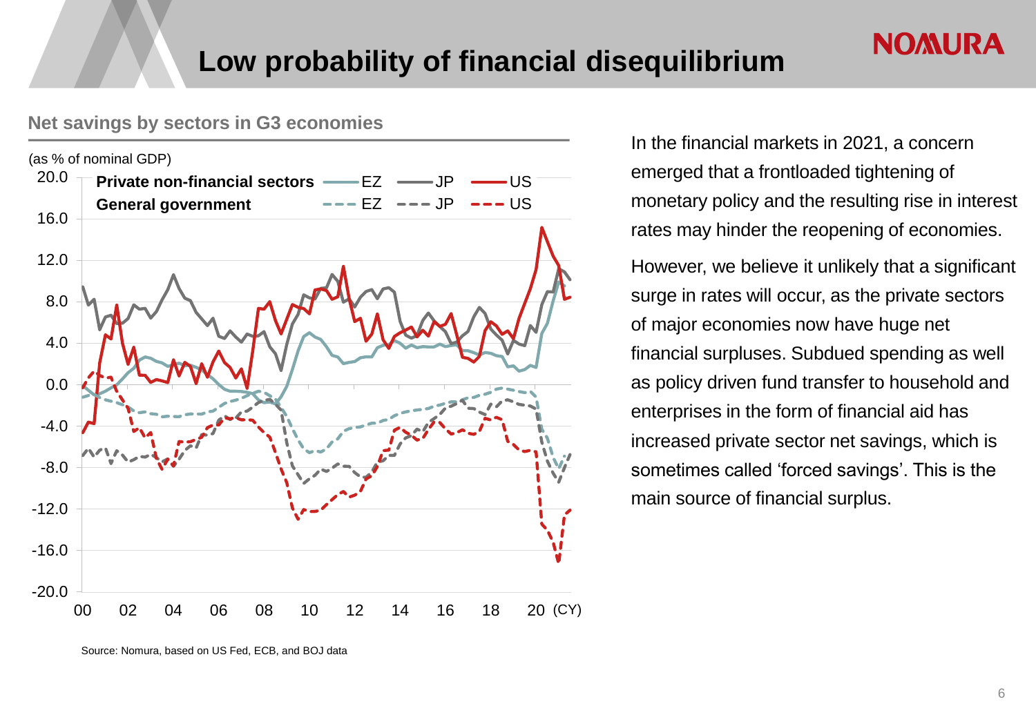# Low probability of financial disequilibrium

**Net savings by sectors in G3 economies**

(as % of nominal GDP)

Source: Nomura, based on US Fed, ECB, and BOJ data

In the financial markets in 2021, a concern emerged that a frontloaded tightening of monetary policy and the resulting rise in interest rates may hinder the reopening of economies.

However, we believe it unlikely that a significant surge in rates will occur, as the private sectors of major economies now have huge net financial surpluses. Subdued spending as well as policy driven fund transfer to household and enterprises in the form of financial aid has increased private sector net savings, which is sometimes called 'forced savings'. This is the main source of financial surplus.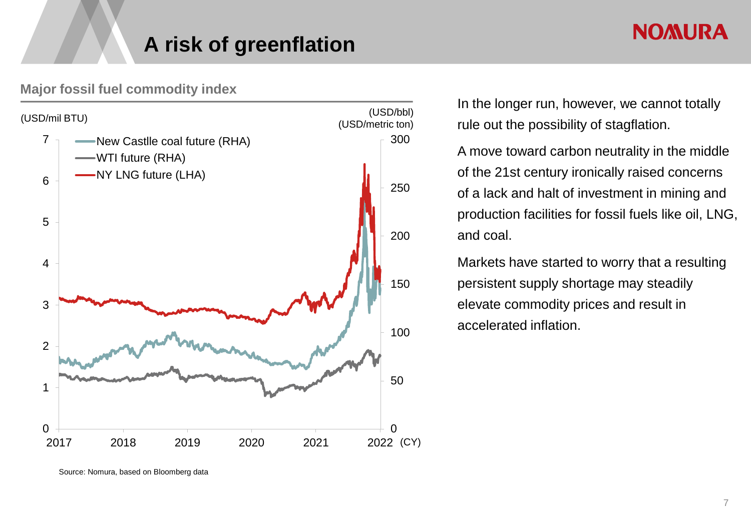# A risk of greenflation

## Major fossil fuel commodity index

(USD/mil BTU) (USD/bbl) (USD/metric ton)

- New Castlle coal future (RHA)
- WTI future (RHA)
- NY LNG future (LHA)

Source: Nomura, based on Bloomberg data

In the longer run, however, we cannot totally rule out the possibility of stagflation.

A move toward carbon neutrality in the middle of the 21st century ironically raised concerns of a lack and halt of investment in mining and production facilities for fossil fuels like oil, LNG, and coal.

Markets have started to worry that a resulting persistent supply shortage may steadily elevate commodity prices and result in accelerated inflation.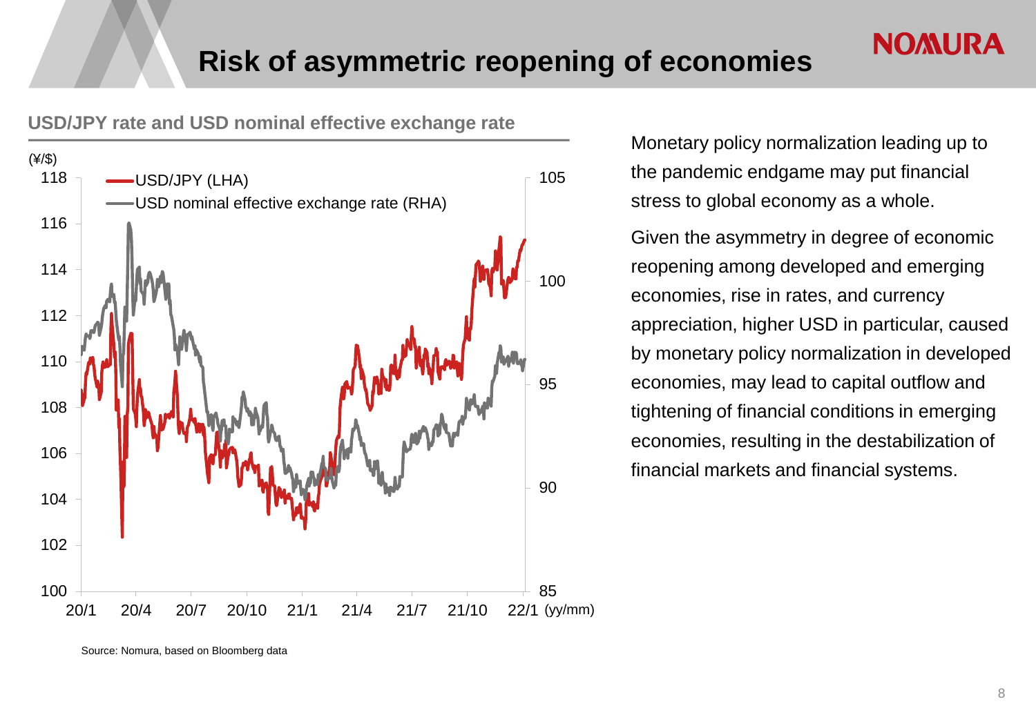# Risk of asymmetric reopening of economies

**USD/JPY rate and USD nominal effective exchange rate**

Source: Nomura, based on Bloomberg data

Monetary policy normalization leading up to the pandemic endgame may put financial stress to global economy as a whole.

Given the asymmetry in degree of economic reopening among developed and emerging economies, rise in rates, and currency appreciation, higher USD in particular, caused by monetary policy normalization in developed economies, may lead to capital outflow and tightening of financial conditions in emerging economies, resulting in the destabilization of financial markets and financial systems.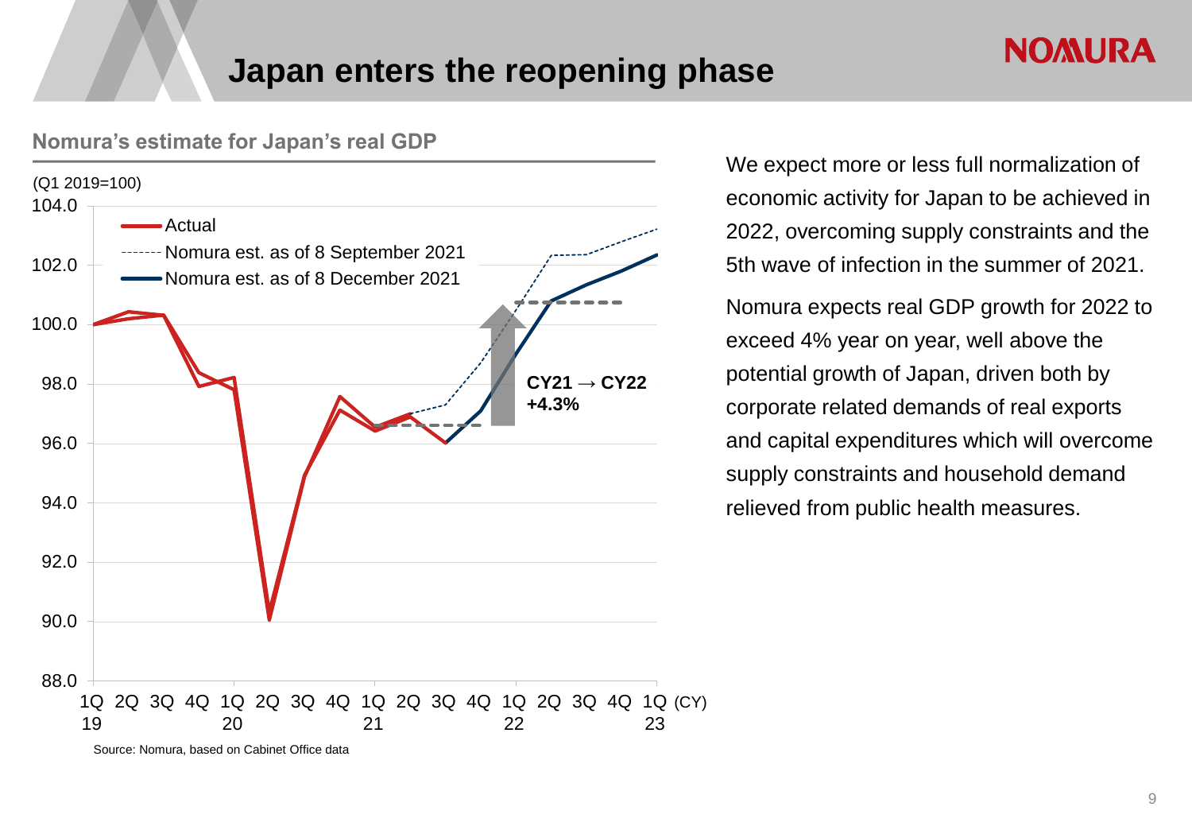# Japan enters the reopening phase

### Nomura's estimate for Japan's real GDP

(Q1 2019=100)

- Actual
- Nomura est. as of 8 September 2021
- Nomura est. as of 8 December 2021

CY21 → CY22 +4.3%

Source: Nomura, based on Cabinet Office data

We expect more or less full normalization of economic activity for Japan to be achieved in 2022, overcoming supply constraints and the 5th wave of infection in the summer of 2021.

Nomura expects real GDP growth for 2022 to exceed 4% year on year, well above the potential growth of Japan, driven both by corporate related demands of real exports and capital expenditures which will overcome supply constraints and household demand relieved from public health measures.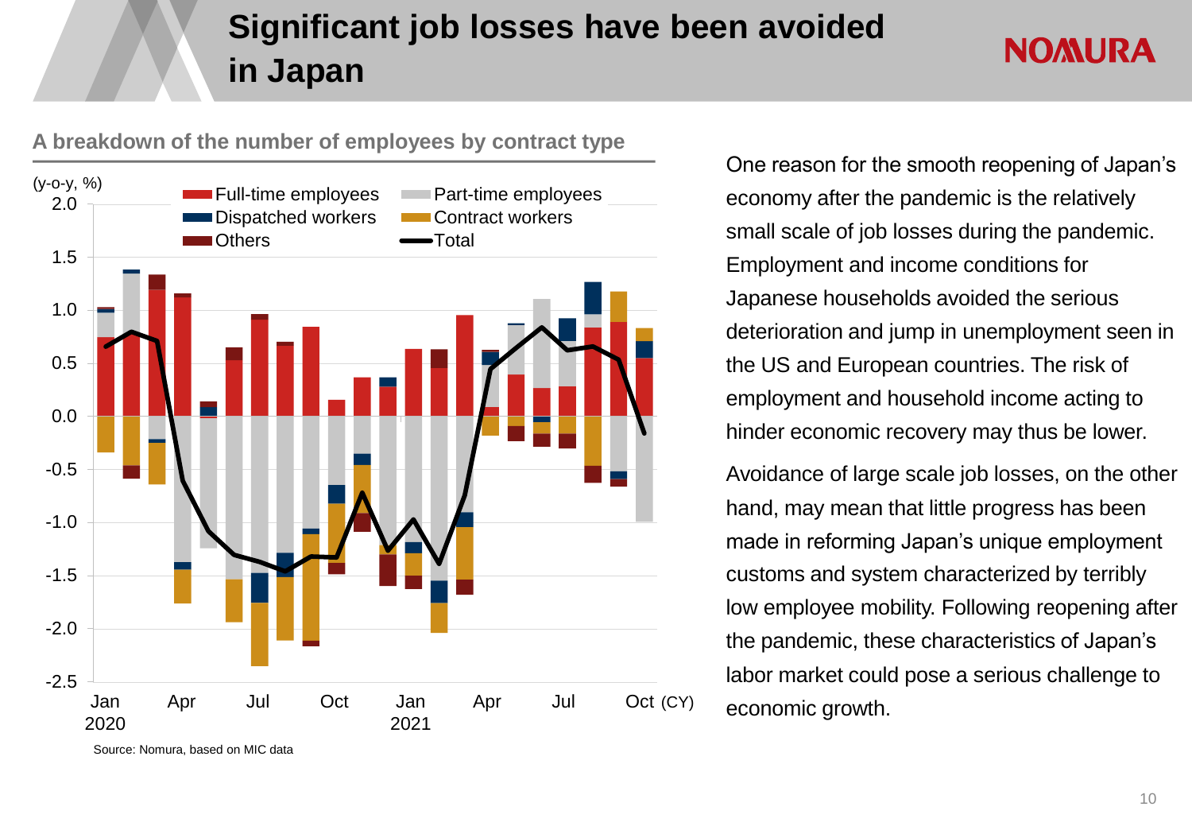# Significant job losses have been avoided in Japan

**A breakdown of the number of employees by contract type**

(y-o-y, %)

Legend: Full-time employees, Part-time employees, Dispatched workers, Contract workers, Others, Total

Source: Nomura, based on MIC data

One reason for the smooth reopening of Japan's economy after the pandemic is the relatively small scale of job losses during the pandemic. Employment and income conditions for Japanese households avoided the serious deterioration and jump in unemployment seen in the US and European countries. The risk of employment and household income acting to hinder economic recovery may thus be lower.

Avoidance of large scale job losses, on the other hand, may mean that little progress has been made in reforming Japan's unique employment customs and system characterized by terribly low employee mobility. Following reopening after the pandemic, these characteristics of Japan's labor market could pose a serious challenge to economic growth.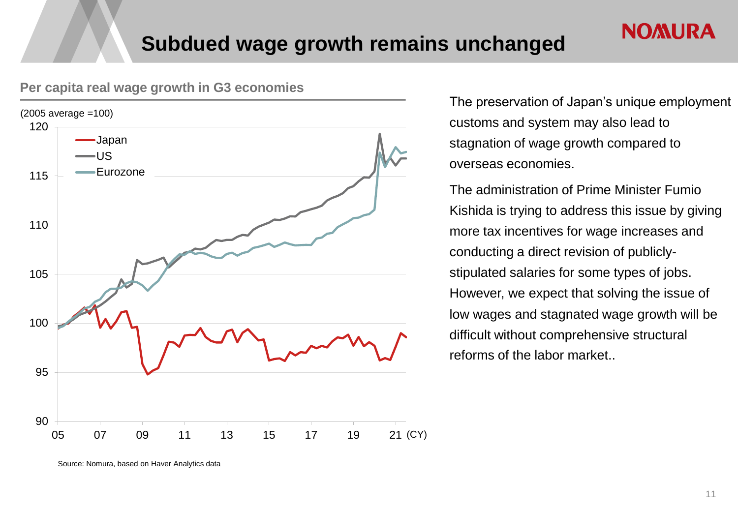# Subdued wage growth remains unchanged

**Per capita real wage growth in G3 economies**

(2005 average =100)

Source: Nomura, based on Haver Analytics data

The preservation of Japan's unique employment customs and system may also lead to stagnation of wage growth compared to overseas economies.

The administration of Prime Minister Fumio Kishida is trying to address this issue by giving more tax incentives for wage increases and conducting a direct revision of publicly-stipulated salaries for some types of jobs. However, we expect that solving the issue of low wages and stagnated wage growth will be difficult without comprehensive structural reforms of the labor market..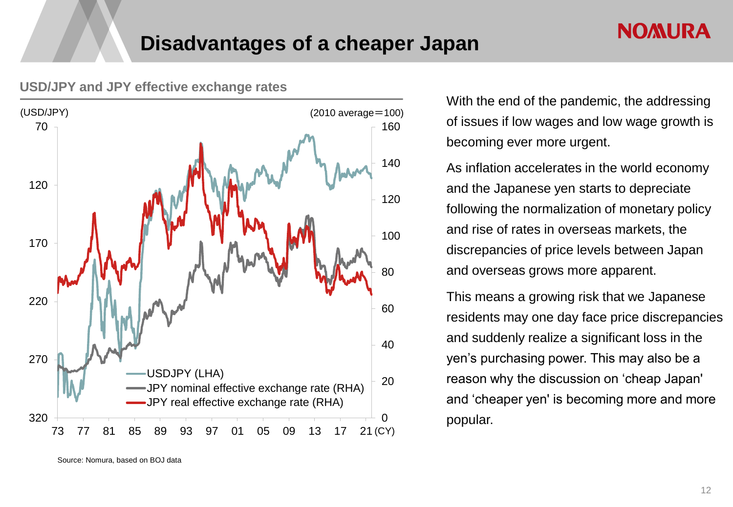# Disadvantages of a cheaper Japan

**USD/JPY and JPY effective exchange rates**

(USD/JPY) (2010 average＝100)

- USDJPY (LHA)
- JPY nominal effective exchange rate (RHA)
- JPY real effective exchange rate (RHA)

Source: Nomura, based on BOJ data

With the end of the pandemic, the addressing of issues if low wages and low wage growth is becoming ever more urgent.

As inflation accelerates in the world economy and the Japanese yen starts to depreciate following the normalization of monetary policy and rise of rates in overseas markets, the discrepancies of price levels between Japan and overseas grows more apparent.

This means a growing risk that we Japanese residents may one day face price discrepancies and suddenly realize a significant loss in the yen's purchasing power. This may also be a reason why the discussion on 'cheap Japan' and 'cheaper yen' is becoming more and more popular.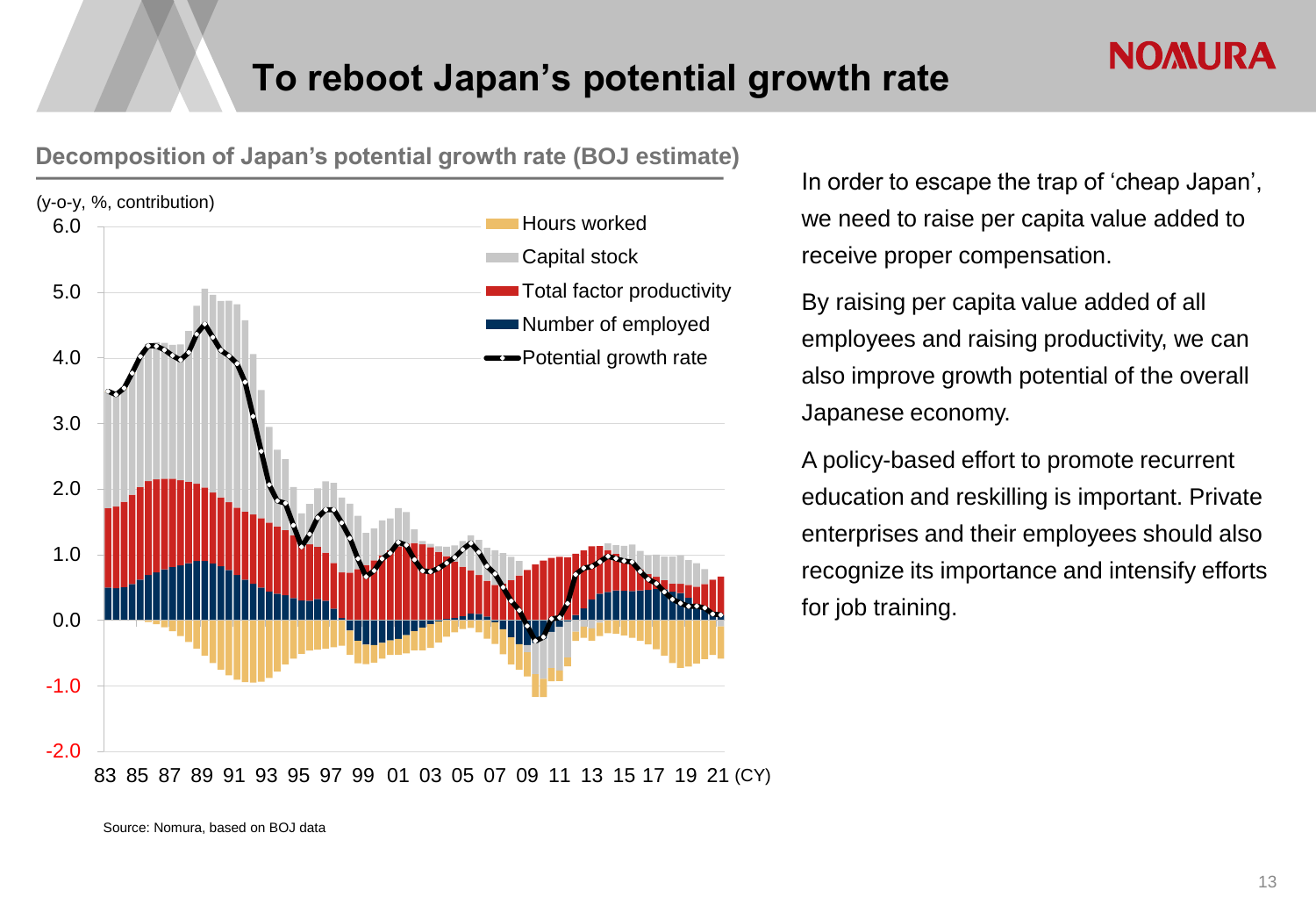# To reboot Japan's potential growth rate

### Decomposition of Japan's potential growth rate (BOJ estimate)

(y-o-y, %, contribution)

Legend: Hours worked; Capital stock; Total factor productivity; Number of employed; Potential growth rate

Source: Nomura, based on BOJ data

In order to escape the trap of 'cheap Japan', we need to raise per capita value added to receive proper compensation.

By raising per capita value added of all employees and raising productivity, we can also improve growth potential of the overall Japanese economy.

A policy-based effort to promote recurrent education and reskilling is important. Private enterprises and their employees should also recognize its importance and intensify efforts for job training.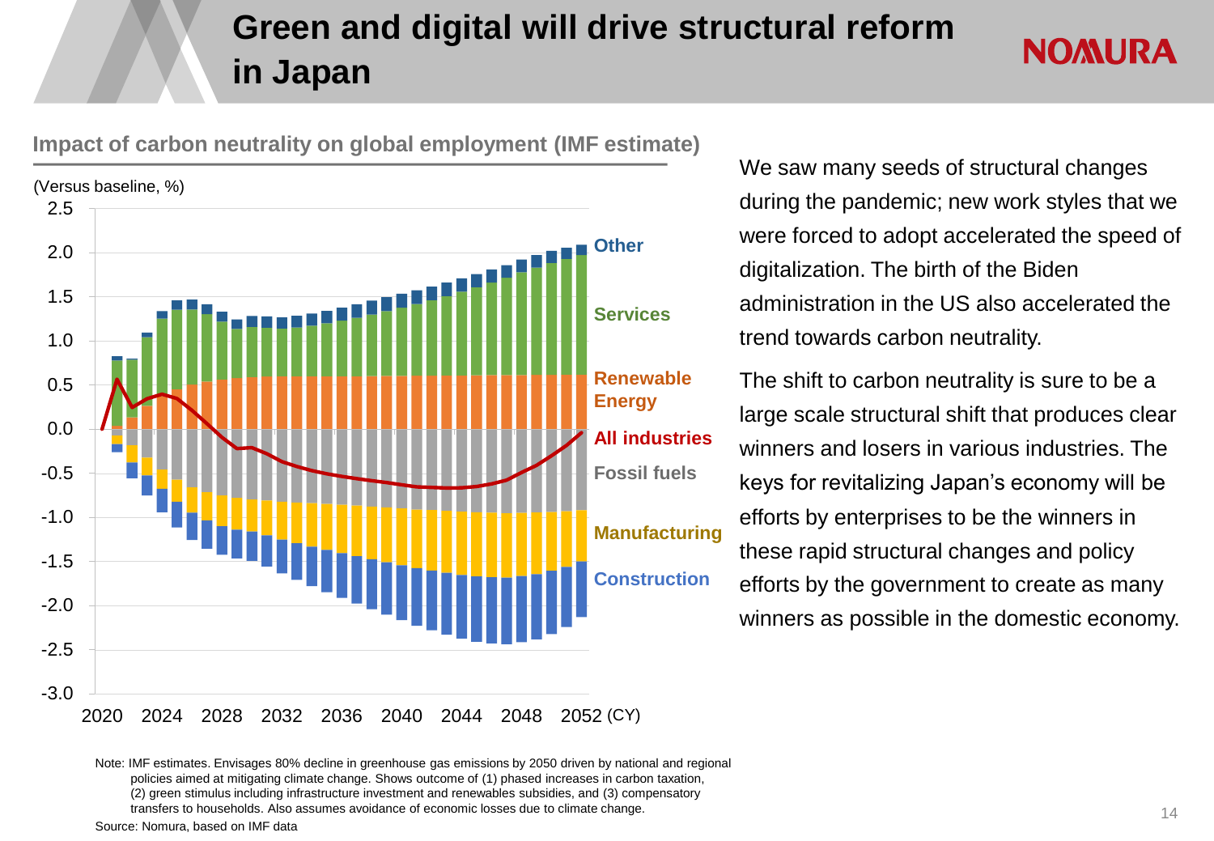# Green and digital will drive structural reform in Japan

### Impact of carbon neutrality on global employment (IMF estimate)

(Versus baseline, %)

Other

Services

Renewable Energy

All industries

Fossil fuels

Manufacturing

Construction

(CY)

We saw many seeds of structural changes during the pandemic; new work styles that we were forced to adopt accelerated the speed of digitalization. The birth of the Biden administration in the US also accelerated the trend towards carbon neutrality.

The shift to carbon neutrality is sure to be a large scale structural shift that produces clear winners and losers in various industries. The keys for revitalizing Japan's economy will be efforts by enterprises to be the winners in these rapid structural changes and policy efforts by the government to create as many winners as possible in the domestic economy.

Note: IMF estimates. Envisages 80% decline in greenhouse gas emissions by 2050 driven by national and regional policies aimed at mitigating climate change. Shows outcome of (1) phased increases in carbon taxation, (2) green stimulus including infrastructure investment and renewables subsidies, and (3) compensatory transfers to households. Also assumes avoidance of economic losses due to climate change.

Source: Nomura, based on IMF data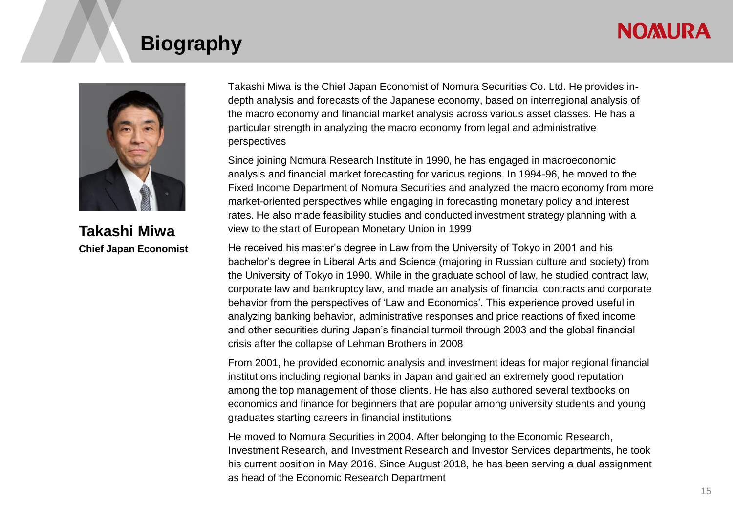# Biography

**Takashi Miwa**

**Chief Japan Economist**

Takashi Miwa is the Chief Japan Economist of Nomura Securities Co. Ltd. He provides in-depth analysis and forecasts of the Japanese economy, based on interregional analysis of the macro economy and financial market analysis across various asset classes. He has a particular strength in analyzing the macro economy from legal and administrative perspectives

Since joining Nomura Research Institute in 1990, he has engaged in macroeconomic analysis and financial market forecasting for various regions. In 1994-96, he moved to the Fixed Income Department of Nomura Securities and analyzed the macro economy from more market-oriented perspectives while engaging in forecasting monetary policy and interest rates. He also made feasibility studies and conducted investment strategy planning with a view to the start of European Monetary Union in 1999

He received his master's degree in Law from the University of Tokyo in 2001 and his bachelor's degree in Liberal Arts and Science (majoring in Russian culture and society) from the University of Tokyo in 1990. While in the graduate school of law, he studied contract law, corporate law and bankruptcy law, and made an analysis of financial contracts and corporate behavior from the perspectives of 'Law and Economics'. This experience proved useful in analyzing banking behavior, administrative responses and price reactions of fixed income and other securities during Japan's financial turmoil through 2003 and the global financial crisis after the collapse of Lehman Brothers in 2008

From 2001, he provided economic analysis and investment ideas for major regional financial institutions including regional banks in Japan and gained an extremely good reputation among the top management of those clients. He has also authored several textbooks on economics and finance for beginners that are popular among university students and young graduates starting careers in financial institutions

He moved to Nomura Securities in 2004. After belonging to the Economic Research, Investment Research, and Investment Research and Investor Services departments, he took his current position in May 2016. Since August 2018, he has been serving a dual assignment as head of the Economic Research Department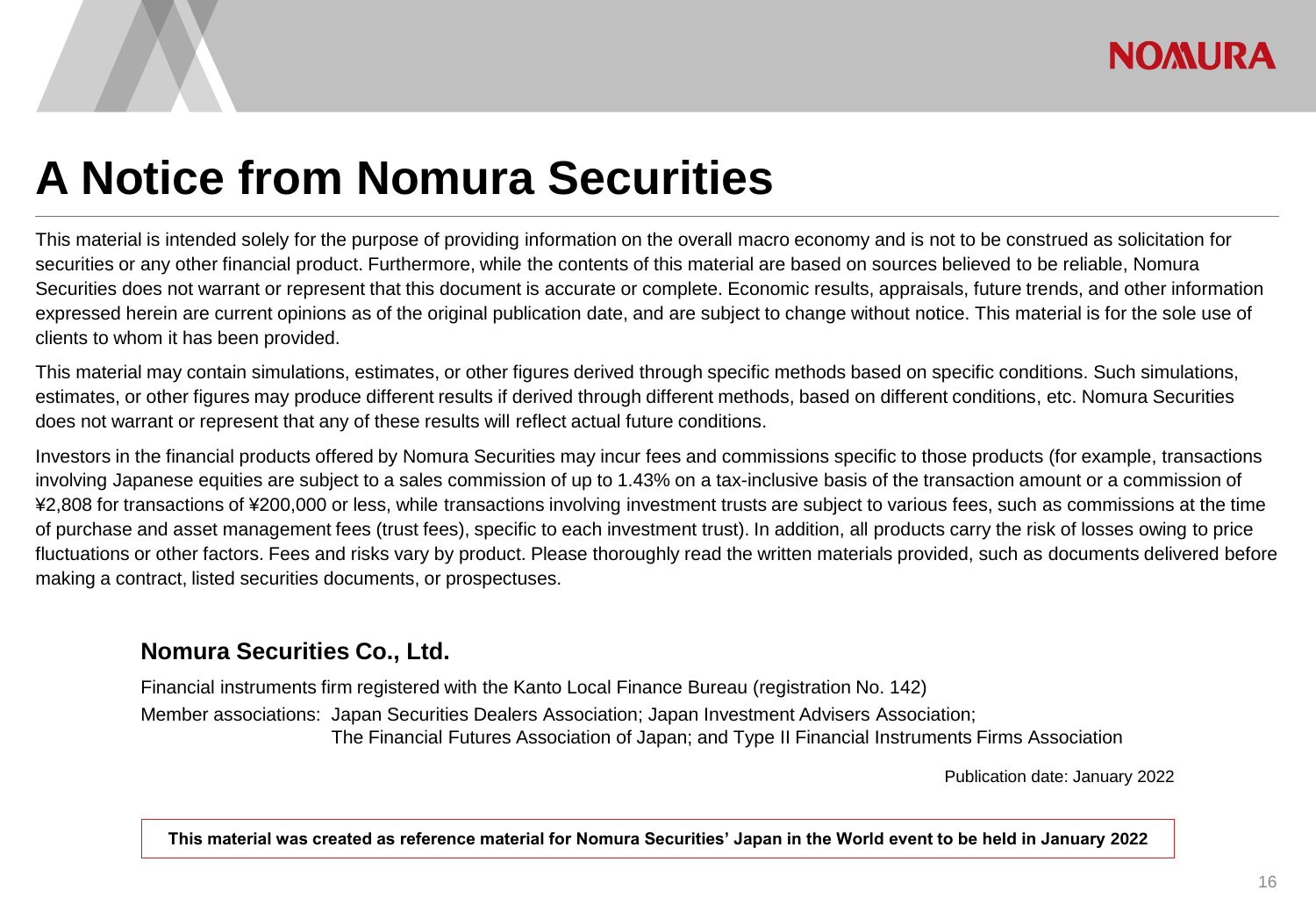# A Notice from Nomura Securities

This material is intended solely for the purpose of providing information on the overall macro economy and is not to be construed as solicitation for securities or any other financial product. Furthermore, while the contents of this material are based on sources believed to be reliable, Nomura Securities does not warrant or represent that this document is accurate or complete. Economic results, appraisals, future trends, and other information expressed herein are current opinions as of the original publication date, and are subject to change without notice. This material is for the sole use of clients to whom it has been provided.

This material may contain simulations, estimates, or other figures derived through specific methods based on specific conditions. Such simulations, estimates, or other figures may produce different results if derived through different methods, based on different conditions, etc. Nomura Securities does not warrant or represent that any of these results will reflect actual future conditions.

Investors in the financial products offered by Nomura Securities may incur fees and commissions specific to those products (for example, transactions involving Japanese equities are subject to a sales commission of up to 1.43% on a tax-inclusive basis of the transaction amount or a commission of ¥2,808 for transactions of ¥200,000 or less, while transactions involving investment trusts are subject to various fees, such as commissions at the time of purchase and asset management fees (trust fees), specific to each investment trust). In addition, all products carry the risk of losses owing to price fluctuations or other factors. Fees and risks vary by product. Please thoroughly read the written materials provided, such as documents delivered before making a contract, listed securities documents, or prospectuses.

**Nomura Securities Co., Ltd.**

Financial instruments firm registered with the Kanto Local Finance Bureau (registration No. 142)

Member associations: Japan Securities Dealers Association; Japan Investment Advisers Association; The Financial Futures Association of Japan; and Type II Financial Instruments Firms Association

Publication date: January 2022

**This material was created as reference material for Nomura Securities' Japan in the World event to be held in January 2022**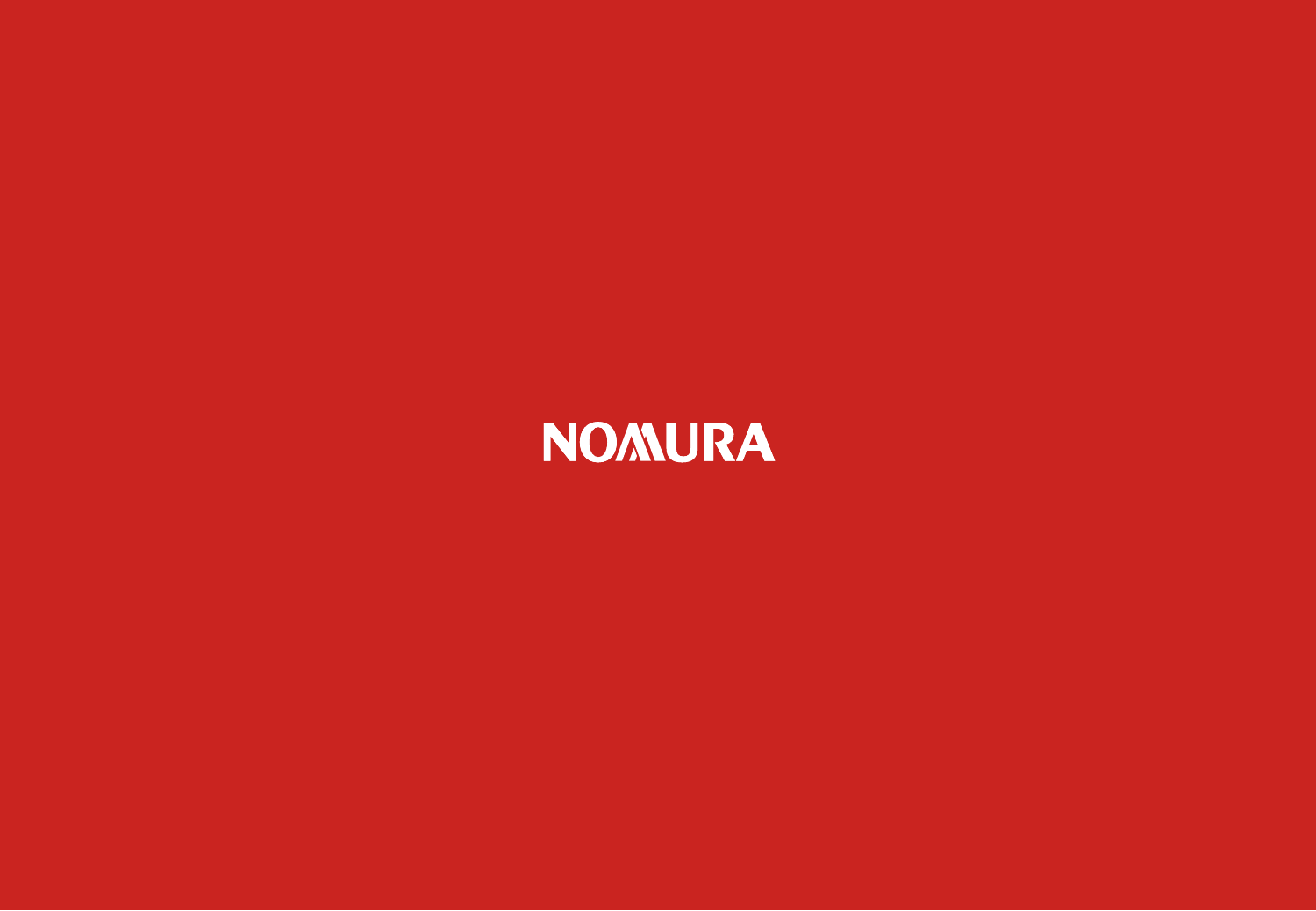NOMURA